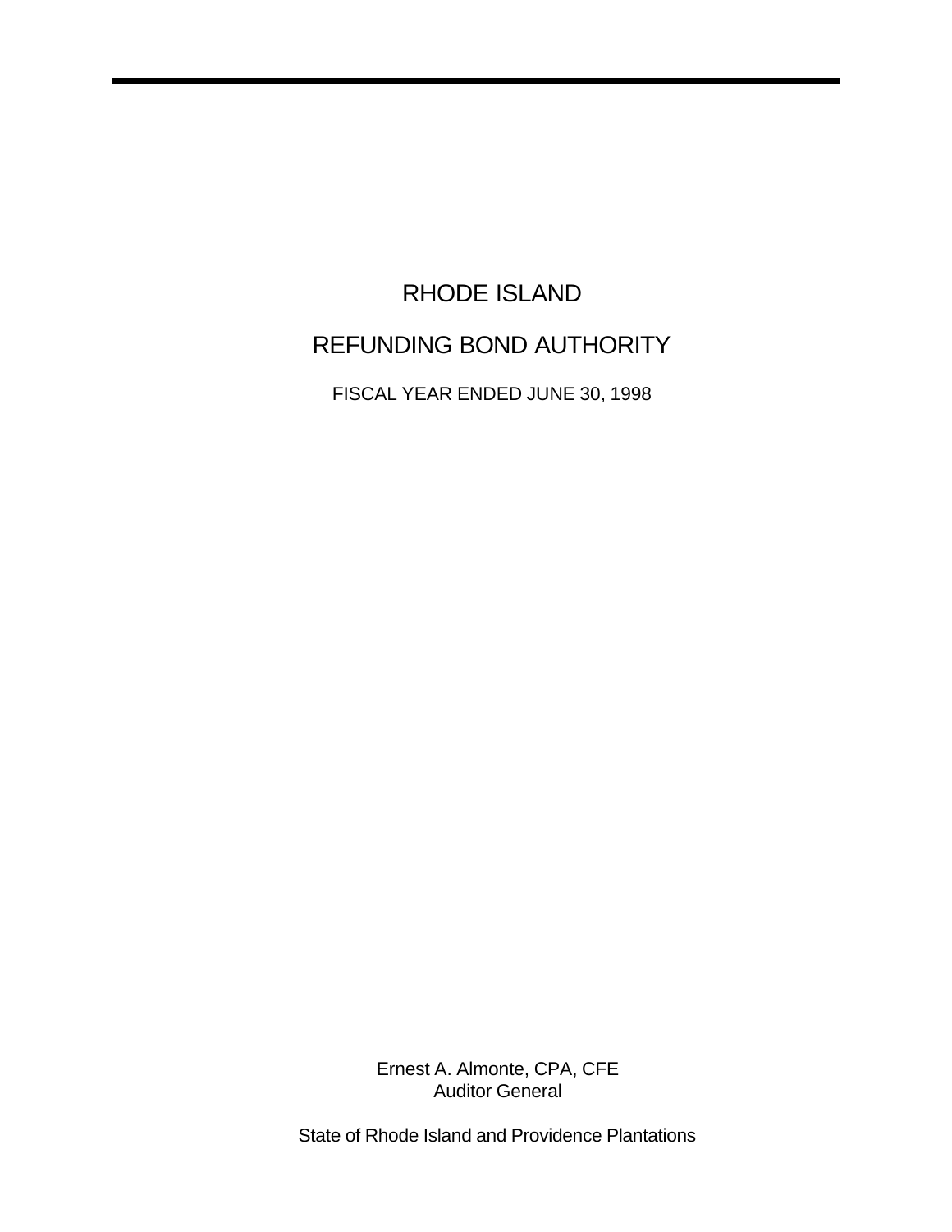# RHODE ISLAND

# REFUNDING BOND AUTHORITY

FISCAL YEAR ENDED JUNE 30, 1998

Ernest A. Almonte, CPA, CFE
Auditor General

State of Rhode Island and Providence Plantations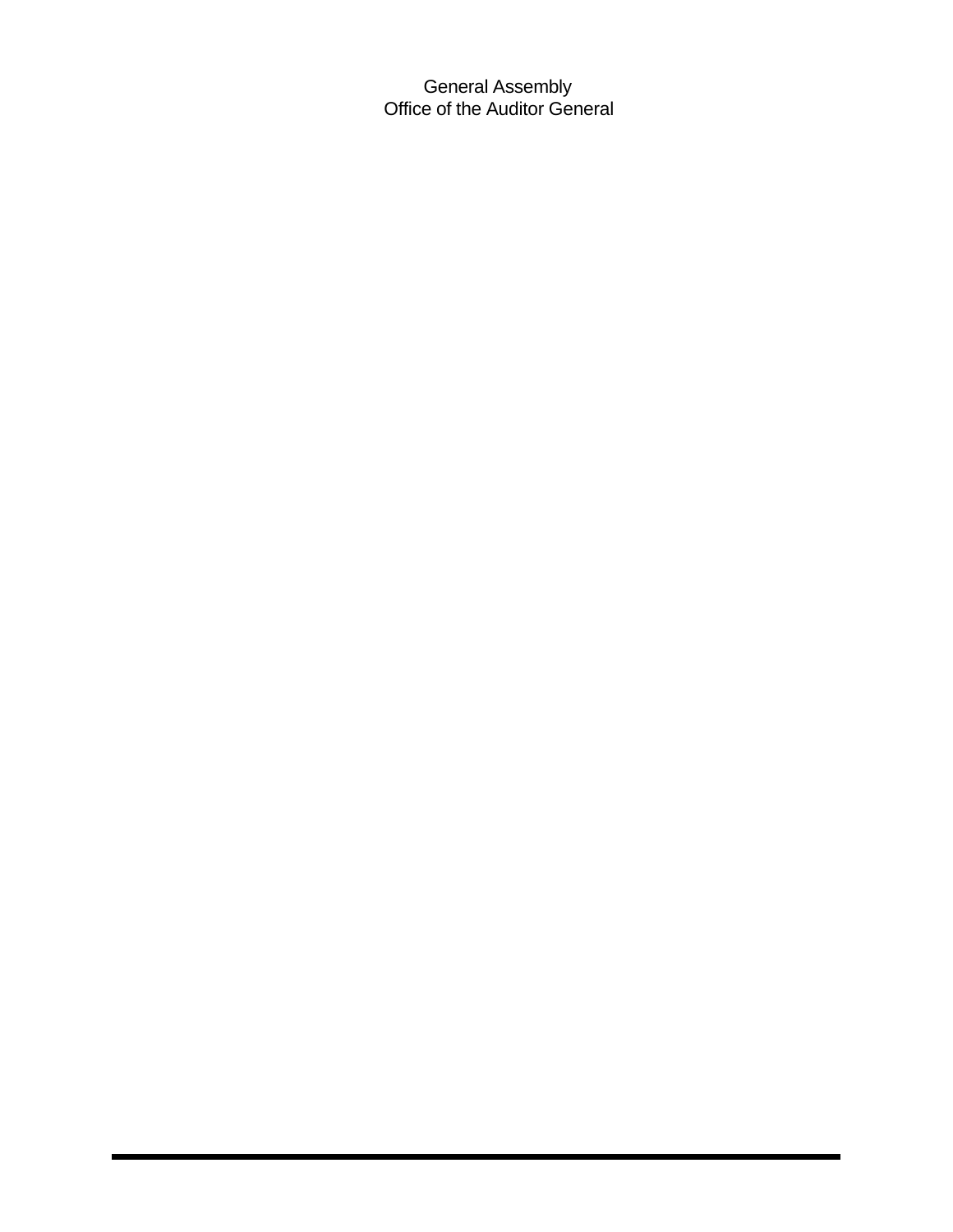General Assembly
Office of the Auditor General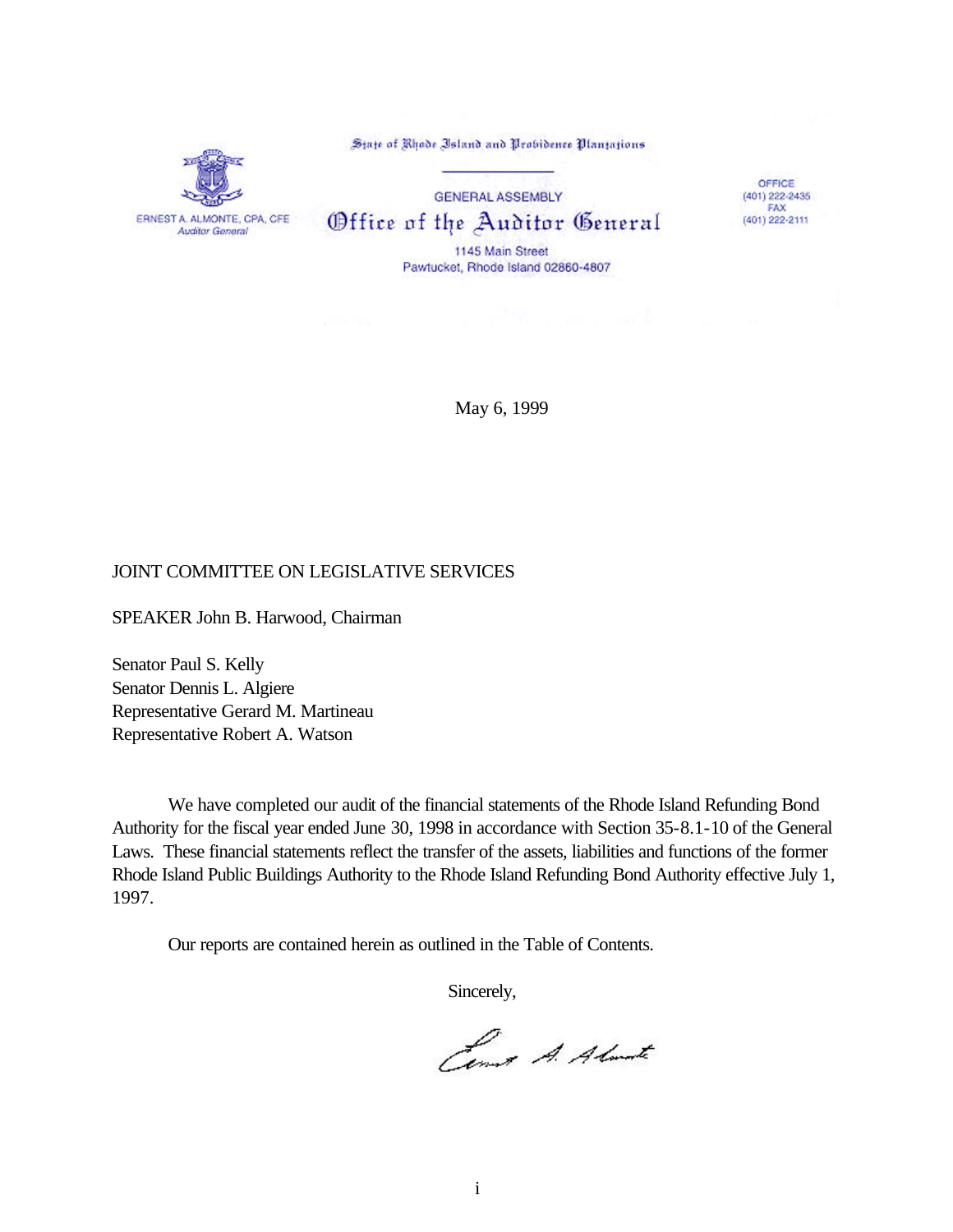State of Rhode Island and Providence Plantations

GENERAL ASSEMBLY

# Office of the Auditor General

1145 Main Street
Pawtucket, Rhode Island 02860-4807

ERNEST A. ALMONTE, CPA, CFE
*Auditor General*

OFFICE
(401) 222-2435
FAX
(401) 222-2111

May 6, 1999

JOINT COMMITTEE ON LEGISLATIVE SERVICES

SPEAKER John B. Harwood, Chairman

Senator Paul S. Kelly
Senator Dennis L. Algiere
Representative Gerard M. Martineau
Representative Robert A. Watson

We have completed our audit of the financial statements of the Rhode Island Refunding Bond Authority for the fiscal year ended June 30, 1998 in accordance with Section 35-8.1-10 of the General Laws. These financial statements reflect the transfer of the assets, liabilities and functions of the former Rhode Island Public Buildings Authority to the Rhode Island Refunding Bond Authority effective July 1, 1997.

Our reports are contained herein as outlined in the Table of Contents.

Sincerely,

Ernest A. Almonte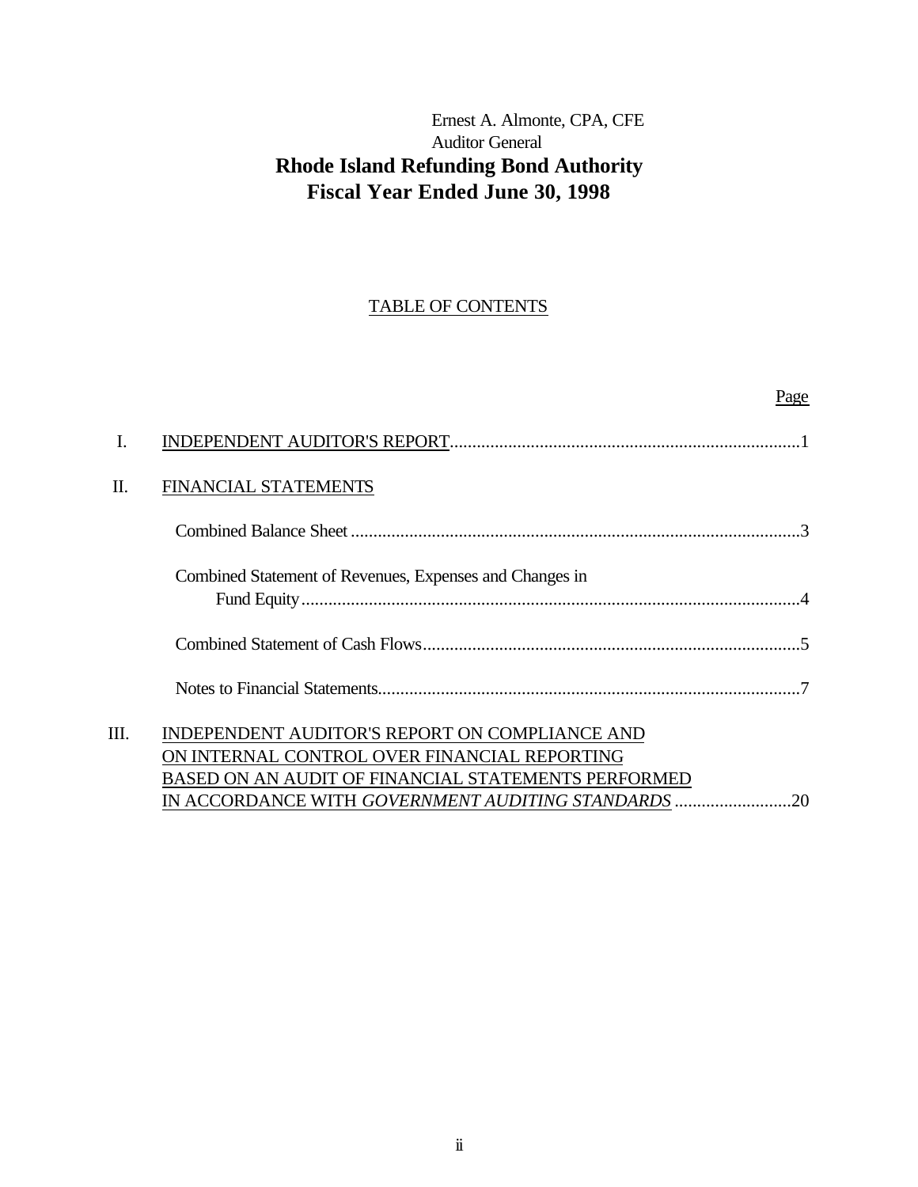Ernest A. Almonte, CPA, CFE
Auditor General

# Rhode Island Refunding Bond Authority
# Fiscal Year Ended June 30, 1998

TABLE OF CONTENTS

| | | Page |
|---|---|---|
| I. | INDEPENDENT AUDITOR'S REPORT | 1 |
| II. | FINANCIAL STATEMENTS | |
| | Combined Balance Sheet | 3 |
| | Combined Statement of Revenues, Expenses and Changes in Fund Equity | 4 |
| | Combined Statement of Cash Flows | 5 |
| | Notes to Financial Statements | 7 |
| III. | INDEPENDENT AUDITOR'S REPORT ON COMPLIANCE AND ON INTERNAL CONTROL OVER FINANCIAL REPORTING BASED ON AN AUDIT OF FINANCIAL STATEMENTS PERFORMED IN ACCORDANCE WITH *GOVERNMENT AUDITING STANDARDS* | 20 |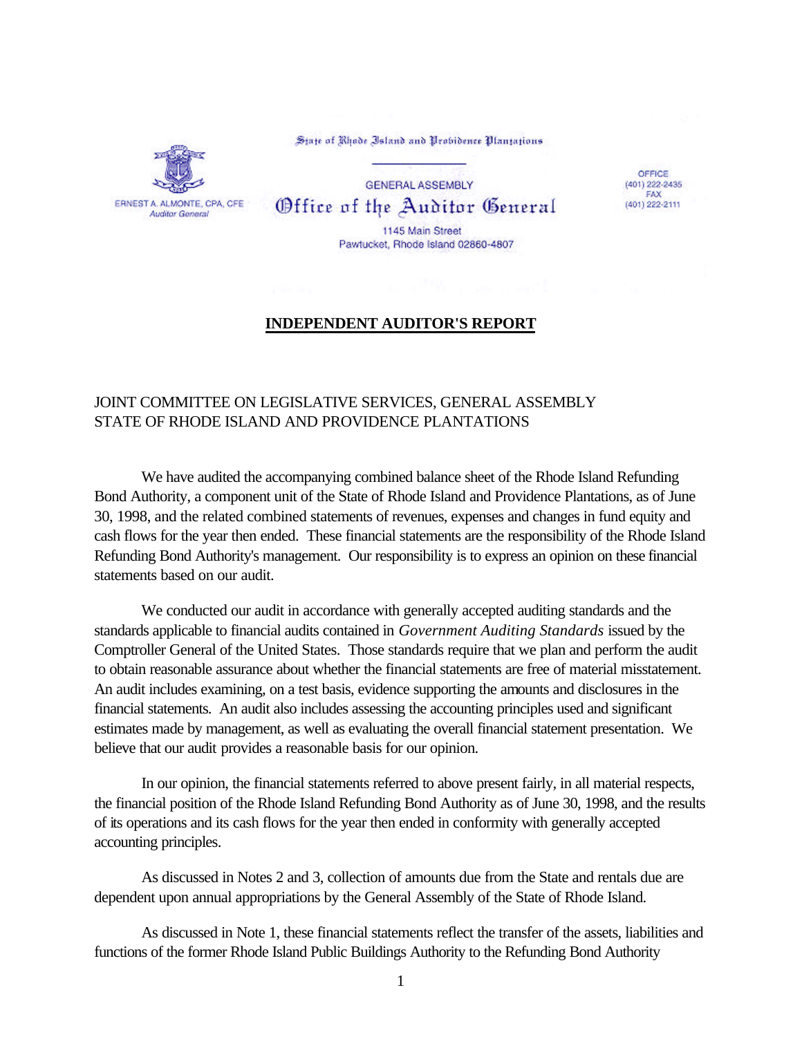State of Rhode Island and Providence Plantations

GENERAL ASSEMBLY

# Office of the Auditor General

1145 Main Street
Pawtucket, Rhode Island 02860-4807

ERNEST A. ALMONTE, CPA, CFE
*Auditor General*

OFFICE
(401) 222-2435
FAX
(401) 222-2111

## INDEPENDENT AUDITOR'S REPORT

JOINT COMMITTEE ON LEGISLATIVE SERVICES, GENERAL ASSEMBLY
STATE OF RHODE ISLAND AND PROVIDENCE PLANTATIONS

We have audited the accompanying combined balance sheet of the Rhode Island Refunding Bond Authority, a component unit of the State of Rhode Island and Providence Plantations, as of June 30, 1998, and the related combined statements of revenues, expenses and changes in fund equity and cash flows for the year then ended. These financial statements are the responsibility of the Rhode Island Refunding Bond Authority's management. Our responsibility is to express an opinion on these financial statements based on our audit.

We conducted our audit in accordance with generally accepted auditing standards and the standards applicable to financial audits contained in *Government Auditing Standards* issued by the Comptroller General of the United States. Those standards require that we plan and perform the audit to obtain reasonable assurance about whether the financial statements are free of material misstatement. An audit includes examining, on a test basis, evidence supporting the amounts and disclosures in the financial statements. An audit also includes assessing the accounting principles used and significant estimates made by management, as well as evaluating the overall financial statement presentation. We believe that our audit provides a reasonable basis for our opinion.

In our opinion, the financial statements referred to above present fairly, in all material respects, the financial position of the Rhode Island Refunding Bond Authority as of June 30, 1998, and the results of its operations and its cash flows for the year then ended in conformity with generally accepted accounting principles.

As discussed in Notes 2 and 3, collection of amounts due from the State and rentals due are dependent upon annual appropriations by the General Assembly of the State of Rhode Island.

As discussed in Note 1, these financial statements reflect the transfer of the assets, liabilities and functions of the former Rhode Island Public Buildings Authority to the Refunding Bond Authority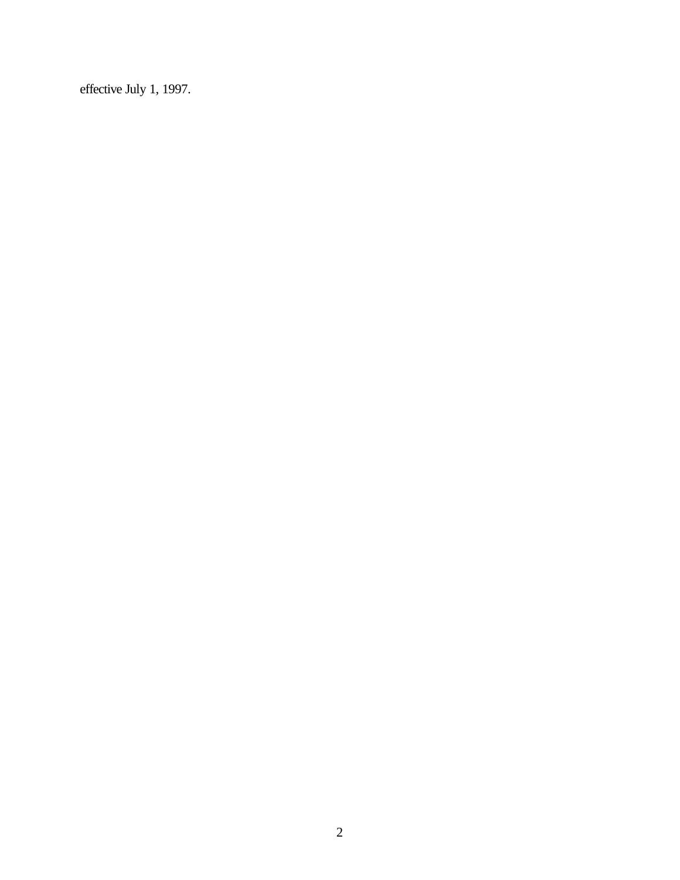effective July 1, 1997.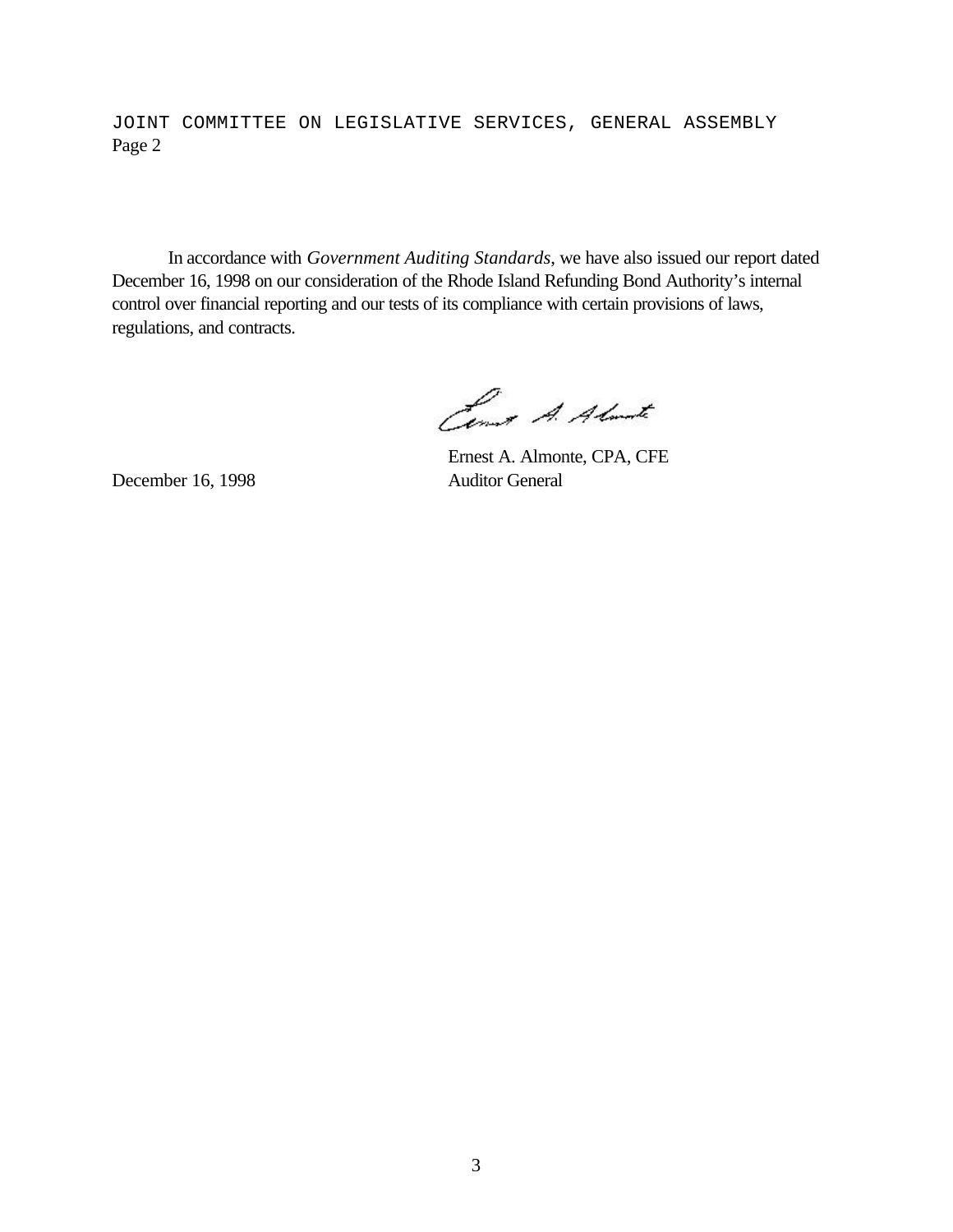In accordance with *Government Auditing Standards*, we have also issued our report dated December 16, 1998 on our consideration of the Rhode Island Refunding Bond Authority's internal control over financial reporting and our tests of its compliance with certain provisions of laws, regulations, and contracts.

Ernest A. Almonte, CPA, CFE
Auditor General

December 16, 1998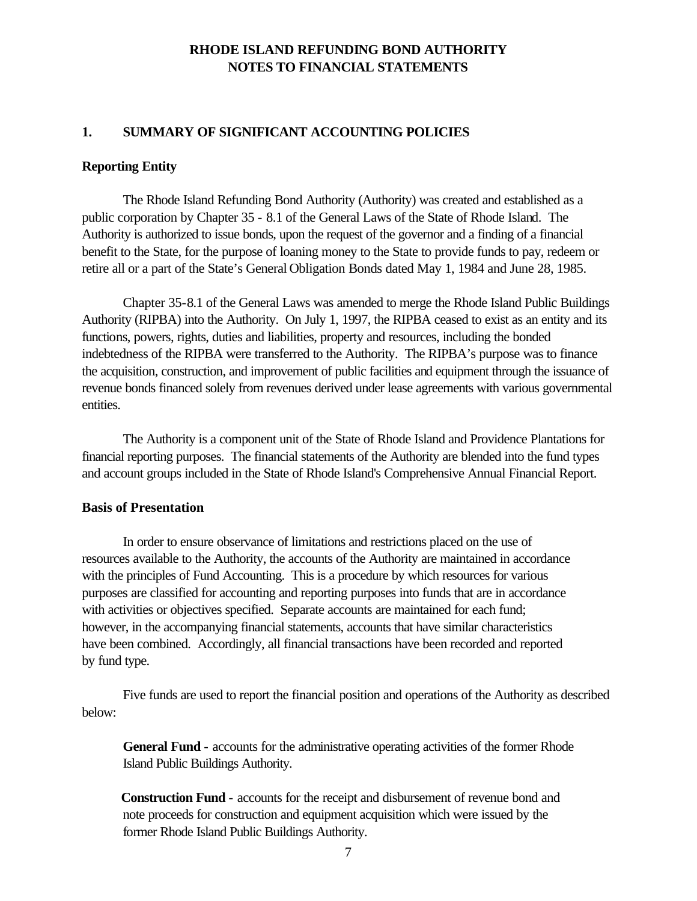# RHODE ISLAND REFUNDING BOND AUTHORITY
# NOTES TO FINANCIAL STATEMENTS

## 1. SUMMARY OF SIGNIFICANT ACCOUNTING POLICIES

### Reporting Entity

The Rhode Island Refunding Bond Authority (Authority) was created and established as a public corporation by Chapter 35 - 8.1 of the General Laws of the State of Rhode Island. The Authority is authorized to issue bonds, upon the request of the governor and a finding of a financial benefit to the State, for the purpose of loaning money to the State to provide funds to pay, redeem or retire all or a part of the State's General Obligation Bonds dated May 1, 1984 and June 28, 1985.

Chapter 35-8.1 of the General Laws was amended to merge the Rhode Island Public Buildings Authority (RIPBA) into the Authority. On July 1, 1997, the RIPBA ceased to exist as an entity and its functions, powers, rights, duties and liabilities, property and resources, including the bonded indebtedness of the RIPBA were transferred to the Authority. The RIPBA's purpose was to finance the acquisition, construction, and improvement of public facilities and equipment through the issuance of revenue bonds financed solely from revenues derived under lease agreements with various governmental entities.

The Authority is a component unit of the State of Rhode Island and Providence Plantations for financial reporting purposes. The financial statements of the Authority are blended into the fund types and account groups included in the State of Rhode Island's Comprehensive Annual Financial Report.

### Basis of Presentation

In order to ensure observance of limitations and restrictions placed on the use of resources available to the Authority, the accounts of the Authority are maintained in accordance with the principles of Fund Accounting. This is a procedure by which resources for various purposes are classified for accounting and reporting purposes into funds that are in accordance with activities or objectives specified. Separate accounts are maintained for each fund; however, in the accompanying financial statements, accounts that have similar characteristics have been combined. Accordingly, all financial transactions have been recorded and reported by fund type.

Five funds are used to report the financial position and operations of the Authority as described below:

**General Fund** - accounts for the administrative operating activities of the former Rhode Island Public Buildings Authority.

**Construction Fund** - accounts for the receipt and disbursement of revenue bond and note proceeds for construction and equipment acquisition which were issued by the former Rhode Island Public Buildings Authority.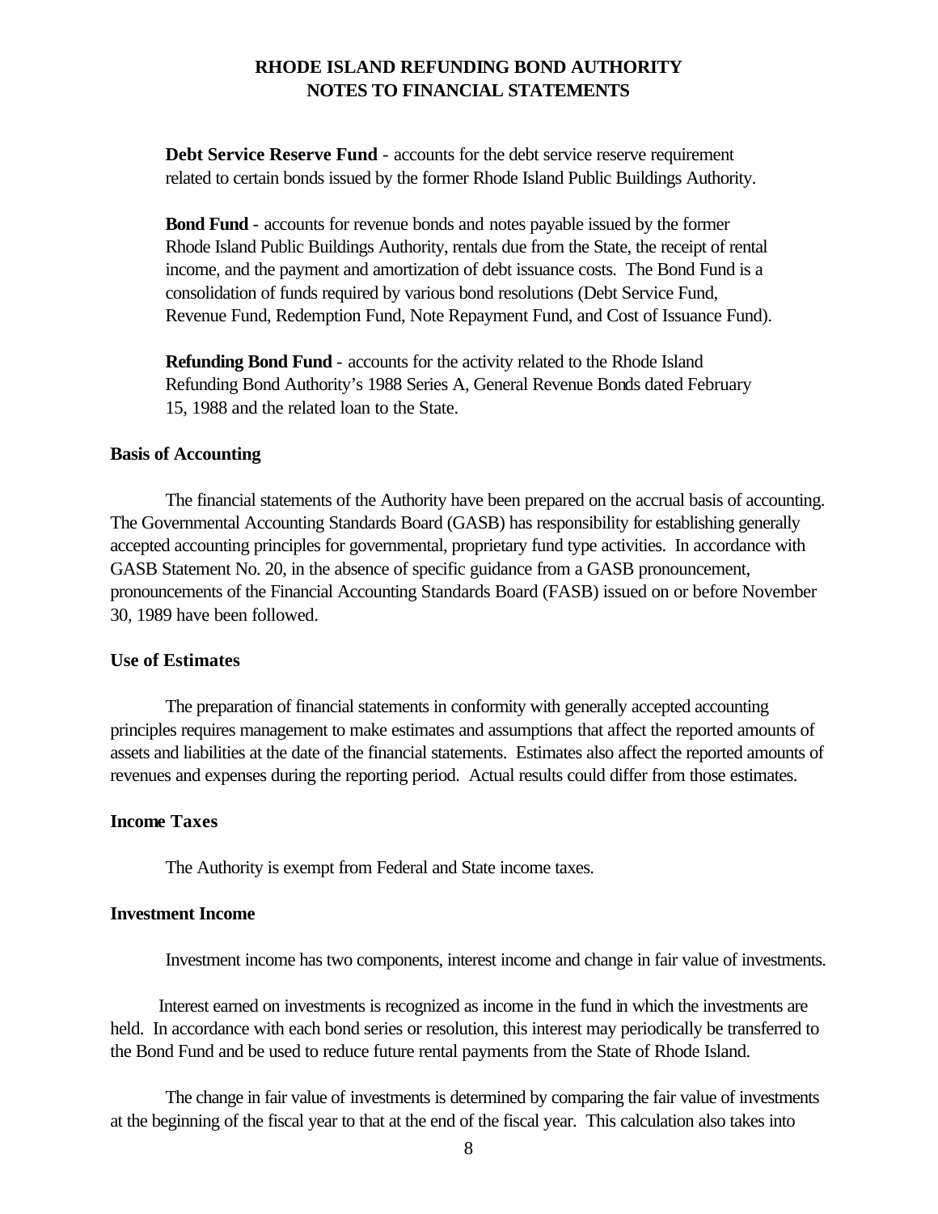**Debt Service Reserve Fund** - accounts for the debt service reserve requirement related to certain bonds issued by the former Rhode Island Public Buildings Authority.

**Bond Fund** - accounts for revenue bonds and notes payable issued by the former Rhode Island Public Buildings Authority, rentals due from the State, the receipt of rental income, and the payment and amortization of debt issuance costs. The Bond Fund is a consolidation of funds required by various bond resolutions (Debt Service Fund, Revenue Fund, Redemption Fund, Note Repayment Fund, and Cost of Issuance Fund).

**Refunding Bond Fund** - accounts for the activity related to the Rhode Island Refunding Bond Authority's 1988 Series A, General Revenue Bonds dated February 15, 1988 and the related loan to the State.

### Basis of Accounting

The financial statements of the Authority have been prepared on the accrual basis of accounting. The Governmental Accounting Standards Board (GASB) has responsibility for establishing generally accepted accounting principles for governmental, proprietary fund type activities. In accordance with GASB Statement No. 20, in the absence of specific guidance from a GASB pronouncement, pronouncements of the Financial Accounting Standards Board (FASB) issued on or before November 30, 1989 have been followed.

### Use of Estimates

The preparation of financial statements in conformity with generally accepted accounting principles requires management to make estimates and assumptions that affect the reported amounts of assets and liabilities at the date of the financial statements. Estimates also affect the reported amounts of revenues and expenses during the reporting period. Actual results could differ from those estimates.

### Income Taxes

The Authority is exempt from Federal and State income taxes.

### Investment Income

Investment income has two components, interest income and change in fair value of investments.

Interest earned on investments is recognized as income in the fund in which the investments are held. In accordance with each bond series or resolution, this interest may periodically be transferred to the Bond Fund and be used to reduce future rental payments from the State of Rhode Island.

The change in fair value of investments is determined by comparing the fair value of investments at the beginning of the fiscal year to that at the end of the fiscal year. This calculation also takes into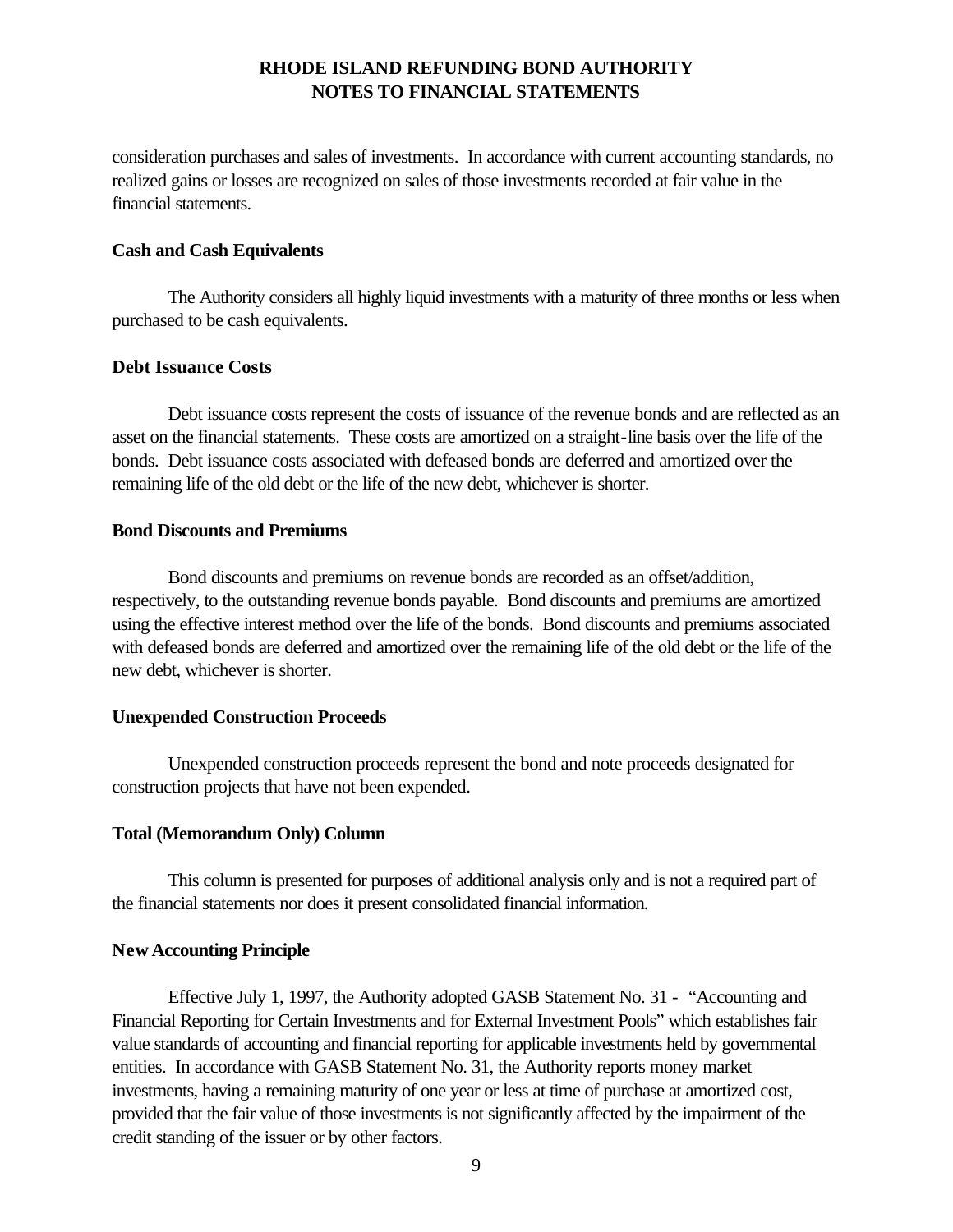consideration purchases and sales of investments. In accordance with current accounting standards, no realized gains or losses are recognized on sales of those investments recorded at fair value in the financial statements.

**Cash and Cash Equivalents**

The Authority considers all highly liquid investments with a maturity of three months or less when purchased to be cash equivalents.

**Debt Issuance Costs**

Debt issuance costs represent the costs of issuance of the revenue bonds and are reflected as an asset on the financial statements. These costs are amortized on a straight-line basis over the life of the bonds. Debt issuance costs associated with defeased bonds are deferred and amortized over the remaining life of the old debt or the life of the new debt, whichever is shorter.

**Bond Discounts and Premiums**

Bond discounts and premiums on revenue bonds are recorded as an offset/addition, respectively, to the outstanding revenue bonds payable. Bond discounts and premiums are amortized using the effective interest method over the life of the bonds. Bond discounts and premiums associated with defeased bonds are deferred and amortized over the remaining life of the old debt or the life of the new debt, whichever is shorter.

**Unexpended Construction Proceeds**

Unexpended construction proceeds represent the bond and note proceeds designated for construction projects that have not been expended.

**Total (Memorandum Only) Column**

This column is presented for purposes of additional analysis only and is not a required part of the financial statements nor does it present consolidated financial information.

**New Accounting Principle**

Effective July 1, 1997, the Authority adopted GASB Statement No. 31 - "Accounting and Financial Reporting for Certain Investments and for External Investment Pools" which establishes fair value standards of accounting and financial reporting for applicable investments held by governmental entities. In accordance with GASB Statement No. 31, the Authority reports money market investments, having a remaining maturity of one year or less at time of purchase at amortized cost, provided that the fair value of those investments is not significantly affected by the impairment of the credit standing of the issuer or by other factors.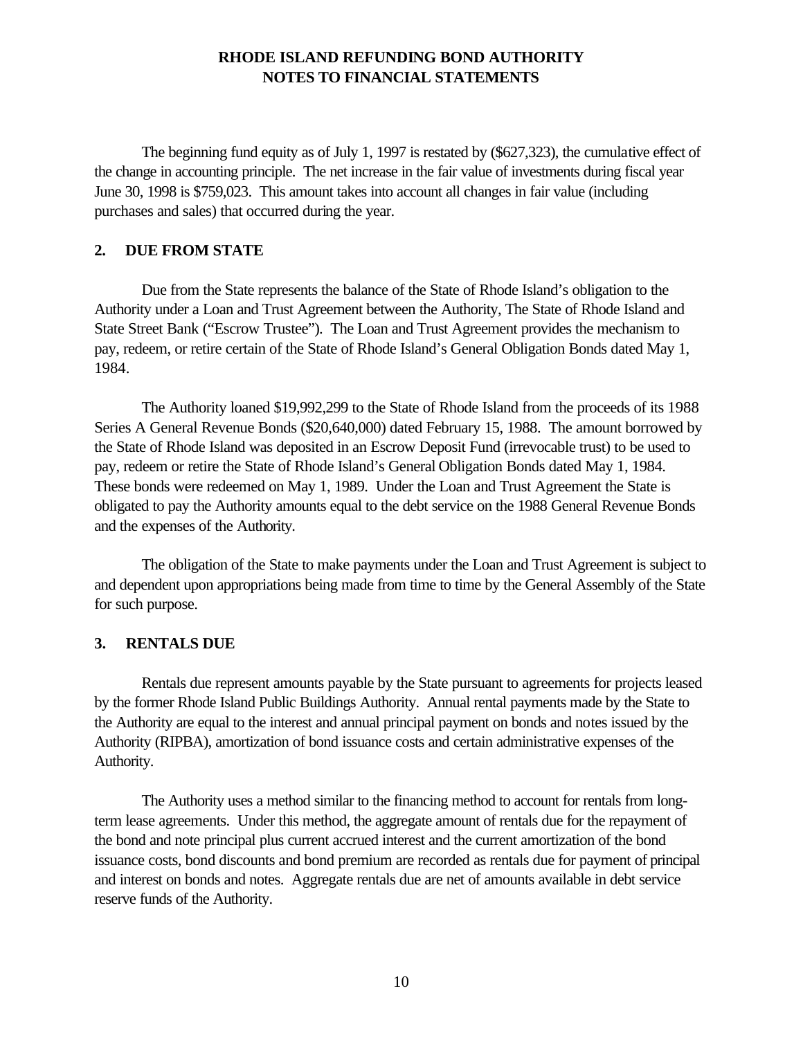The beginning fund equity as of July 1, 1997 is restated by ($627,323), the cumulative effect of the change in accounting principle. The net increase in the fair value of investments during fiscal year June 30, 1998 is $759,023. This amount takes into account all changes in fair value (including purchases and sales) that occurred during the year.

## 2. DUE FROM STATE

Due from the State represents the balance of the State of Rhode Island's obligation to the Authority under a Loan and Trust Agreement between the Authority, The State of Rhode Island and State Street Bank ("Escrow Trustee"). The Loan and Trust Agreement provides the mechanism to pay, redeem, or retire certain of the State of Rhode Island's General Obligation Bonds dated May 1, 1984.

The Authority loaned $19,992,299 to the State of Rhode Island from the proceeds of its 1988 Series A General Revenue Bonds ($20,640,000) dated February 15, 1988. The amount borrowed by the State of Rhode Island was deposited in an Escrow Deposit Fund (irrevocable trust) to be used to pay, redeem or retire the State of Rhode Island's General Obligation Bonds dated May 1, 1984. These bonds were redeemed on May 1, 1989. Under the Loan and Trust Agreement the State is obligated to pay the Authority amounts equal to the debt service on the 1988 General Revenue Bonds and the expenses of the Authority.

The obligation of the State to make payments under the Loan and Trust Agreement is subject to and dependent upon appropriations being made from time to time by the General Assembly of the State for such purpose.

## 3. RENTALS DUE

Rentals due represent amounts payable by the State pursuant to agreements for projects leased by the former Rhode Island Public Buildings Authority. Annual rental payments made by the State to the Authority are equal to the interest and annual principal payment on bonds and notes issued by the Authority (RIPBA), amortization of bond issuance costs and certain administrative expenses of the Authority.

The Authority uses a method similar to the financing method to account for rentals from long-term lease agreements. Under this method, the aggregate amount of rentals due for the repayment of the bond and note principal plus current accrued interest and the current amortization of the bond issuance costs, bond discounts and bond premium are recorded as rentals due for payment of principal and interest on bonds and notes. Aggregate rentals due are net of amounts available in debt service reserve funds of the Authority.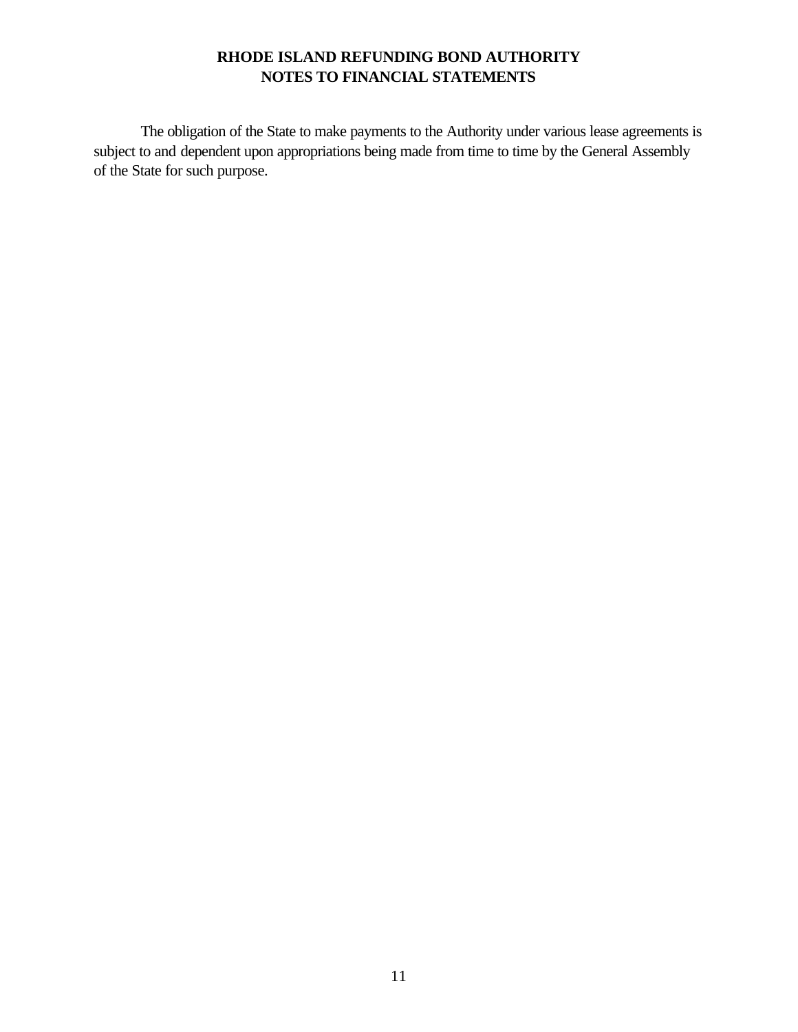The obligation of the State to make payments to the Authority under various lease agreements is subject to and dependent upon appropriations being made from time to time by the General Assembly of the State for such purpose.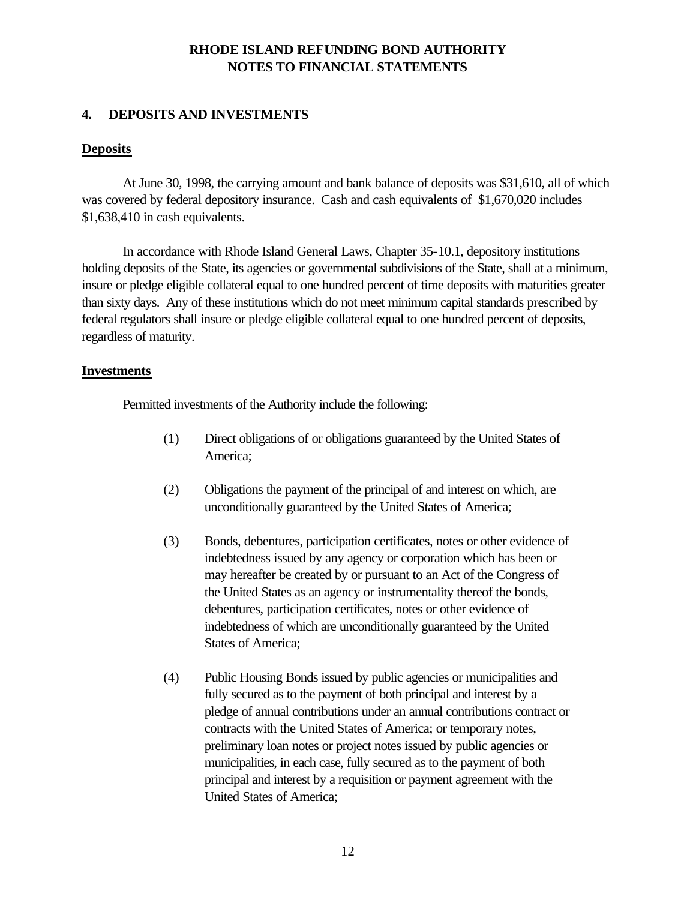## 4. DEPOSITS AND INVESTMENTS

### Deposits

At June 30, 1998, the carrying amount and bank balance of deposits was $31,610, all of which was covered by federal depository insurance. Cash and cash equivalents of $1,670,020 includes $1,638,410 in cash equivalents.

In accordance with Rhode Island General Laws, Chapter 35-10.1, depository institutions holding deposits of the State, its agencies or governmental subdivisions of the State, shall at a minimum, insure or pledge eligible collateral equal to one hundred percent of time deposits with maturities greater than sixty days. Any of these institutions which do not meet minimum capital standards prescribed by federal regulators shall insure or pledge eligible collateral equal to one hundred percent of deposits, regardless of maturity.

### Investments

Permitted investments of the Authority include the following:

(1) Direct obligations of or obligations guaranteed by the United States of America;

(2) Obligations the payment of the principal of and interest on which, are unconditionally guaranteed by the United States of America;

(3) Bonds, debentures, participation certificates, notes or other evidence of indebtedness issued by any agency or corporation which has been or may hereafter be created by or pursuant to an Act of the Congress of the United States as an agency or instrumentality thereof the bonds, debentures, participation certificates, notes or other evidence of indebtedness of which are unconditionally guaranteed by the United States of America;

(4) Public Housing Bonds issued by public agencies or municipalities and fully secured as to the payment of both principal and interest by a pledge of annual contributions under an annual contributions contract or contracts with the United States of America; or temporary notes, preliminary loan notes or project notes issued by public agencies or municipalities, in each case, fully secured as to the payment of both principal and interest by a requisition or payment agreement with the United States of America;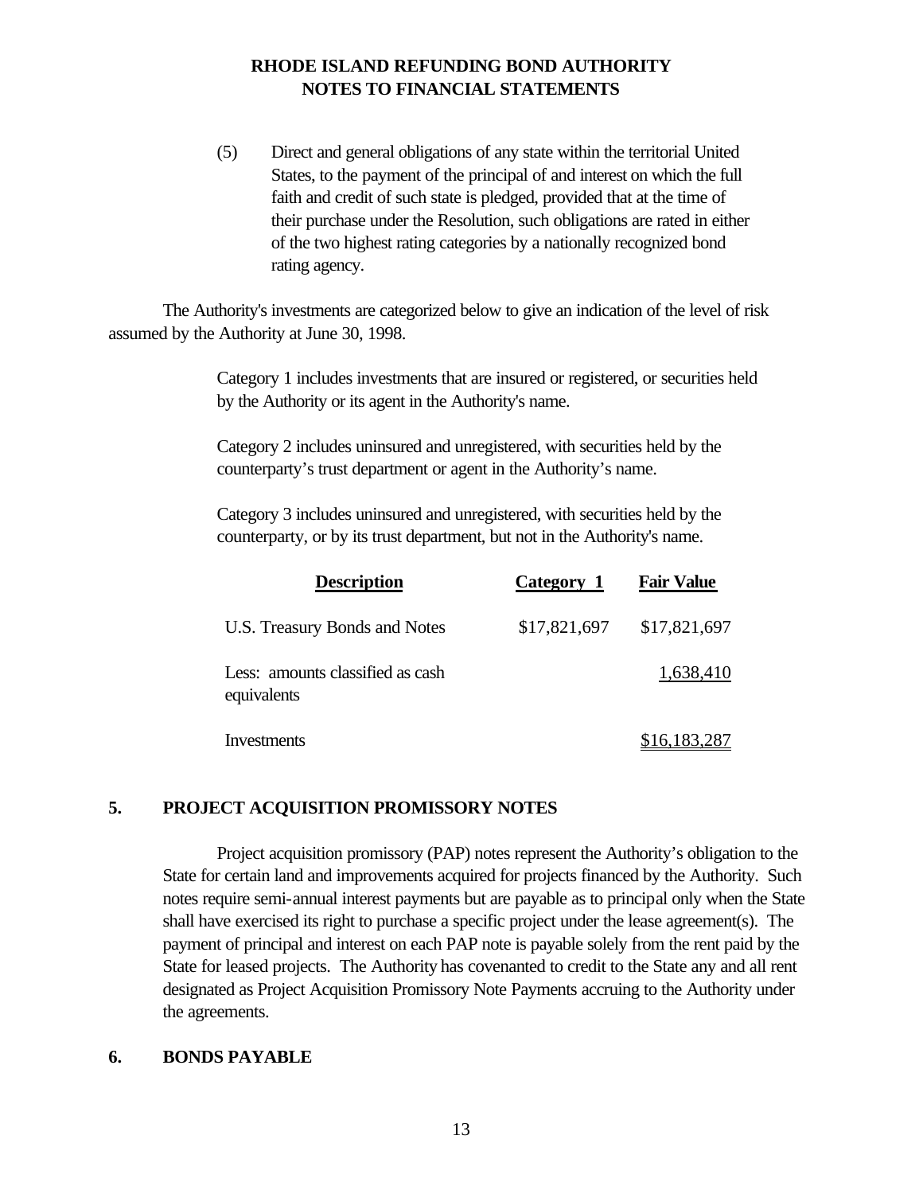(5) Direct and general obligations of any state within the territorial United States, to the payment of the principal of and interest on which the full faith and credit of such state is pledged, provided that at the time of their purchase under the Resolution, such obligations are rated in either of the two highest rating categories by a nationally recognized bond rating agency.

The Authority's investments are categorized below to give an indication of the level of risk assumed by the Authority at June 30, 1998.

Category 1 includes investments that are insured or registered, or securities held by the Authority or its agent in the Authority's name.

Category 2 includes uninsured and unregistered, with securities held by the counterparty's trust department or agent in the Authority's name.

Category 3 includes uninsured and unregistered, with securities held by the counterparty, or by its trust department, but not in the Authority's name.

| Description | Category 1 | Fair Value |
|---|---|---|
| U.S. Treasury Bonds and Notes | $17,821,697 | $17,821,697 |
| Less: amounts classified as cash equivalents | | 1,638,410 |
| Investments | | $16,183,287 |

## 5. PROJECT ACQUISITION PROMISSORY NOTES

Project acquisition promissory (PAP) notes represent the Authority's obligation to the State for certain land and improvements acquired for projects financed by the Authority. Such notes require semi-annual interest payments but are payable as to principal only when the State shall have exercised its right to purchase a specific project under the lease agreement(s). The payment of principal and interest on each PAP note is payable solely from the rent paid by the State for leased projects. The Authority has covenanted to credit to the State any and all rent designated as Project Acquisition Promissory Note Payments accruing to the Authority under the agreements.

## 6. BONDS PAYABLE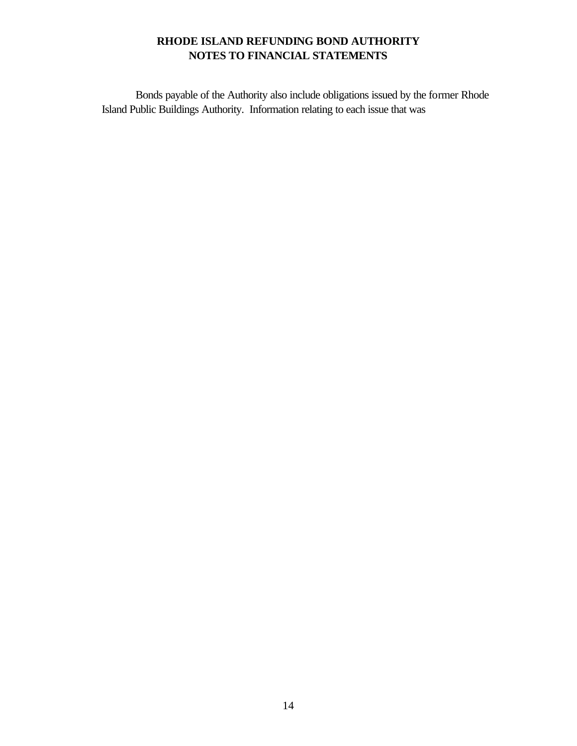# RHODE ISLAND REFUNDING BOND AUTHORITY
# NOTES TO FINANCIAL STATEMENTS

Bonds payable of the Authority also include obligations issued by the former Rhode Island Public Buildings Authority. Information relating to each issue that was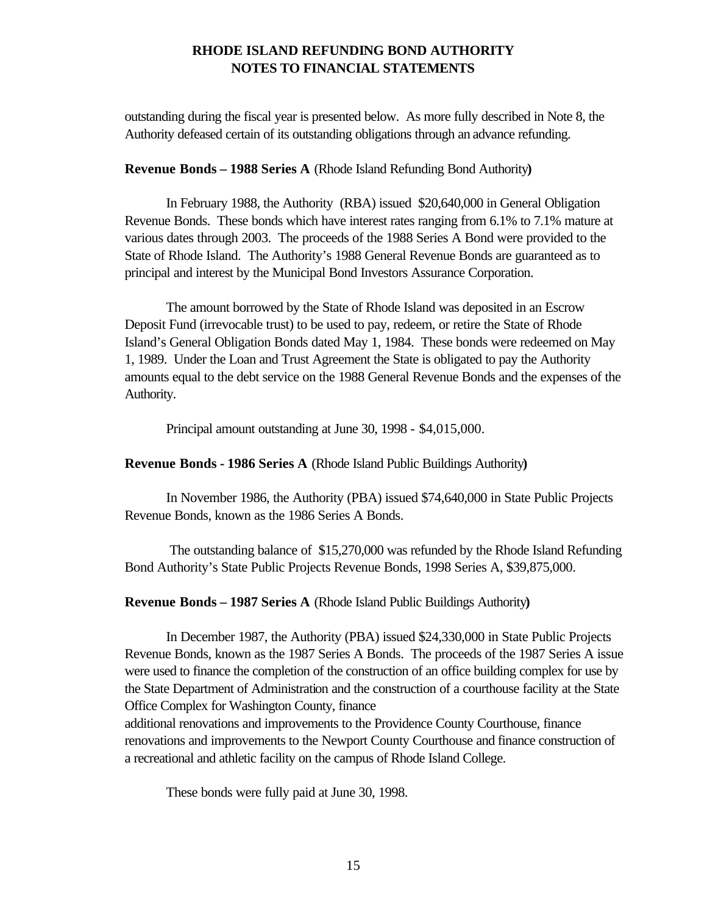outstanding during the fiscal year is presented below. As more fully described in Note 8, the Authority defeased certain of its outstanding obligations through an advance refunding.

**Revenue Bonds – 1988 Series A** (Rhode Island Refunding Bond Authority**)**

In February 1988, the Authority (RBA) issued $20,640,000 in General Obligation Revenue Bonds. These bonds which have interest rates ranging from 6.1% to 7.1% mature at various dates through 2003. The proceeds of the 1988 Series A Bond were provided to the State of Rhode Island. The Authority's 1988 General Revenue Bonds are guaranteed as to principal and interest by the Municipal Bond Investors Assurance Corporation.

The amount borrowed by the State of Rhode Island was deposited in an Escrow Deposit Fund (irrevocable trust) to be used to pay, redeem, or retire the State of Rhode Island's General Obligation Bonds dated May 1, 1984. These bonds were redeemed on May 1, 1989. Under the Loan and Trust Agreement the State is obligated to pay the Authority amounts equal to the debt service on the 1988 General Revenue Bonds and the expenses of the Authority.

Principal amount outstanding at June 30, 1998 - $4,015,000.

**Revenue Bonds - 1986 Series A** (Rhode Island Public Buildings Authority**)**

In November 1986, the Authority (PBA) issued $74,640,000 in State Public Projects Revenue Bonds, known as the 1986 Series A Bonds.

The outstanding balance of $15,270,000 was refunded by the Rhode Island Refunding Bond Authority's State Public Projects Revenue Bonds, 1998 Series A, $39,875,000.

**Revenue Bonds – 1987 Series A** (Rhode Island Public Buildings Authority**)**

In December 1987, the Authority (PBA) issued $24,330,000 in State Public Projects Revenue Bonds, known as the 1987 Series A Bonds. The proceeds of the 1987 Series A issue were used to finance the completion of the construction of an office building complex for use by the State Department of Administration and the construction of a courthouse facility at the State Office Complex for Washington County, finance additional renovations and improvements to the Providence County Courthouse, finance renovations and improvements to the Newport County Courthouse and finance construction of a recreational and athletic facility on the campus of Rhode Island College.

These bonds were fully paid at June 30, 1998.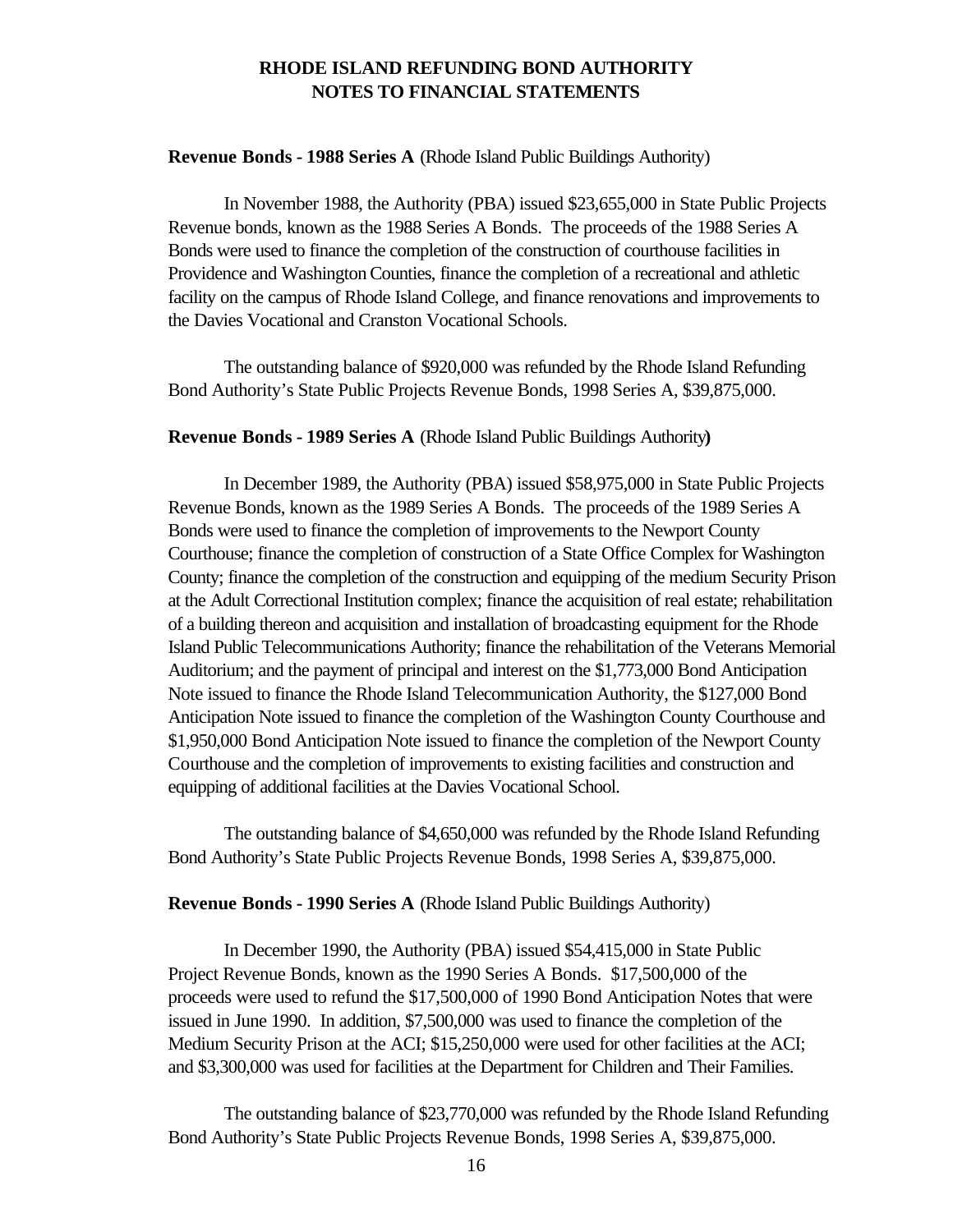**RHODE ISLAND REFUNDING BOND AUTHORITY**
**NOTES TO FINANCIAL STATEMENTS**

**Revenue Bonds - 1988 Series A** (Rhode Island Public Buildings Authority)

In November 1988, the Authority (PBA) issued $23,655,000 in State Public Projects Revenue bonds, known as the 1988 Series A Bonds. The proceeds of the 1988 Series A Bonds were used to finance the completion of the construction of courthouse facilities in Providence and Washington Counties, finance the completion of a recreational and athletic facility on the campus of Rhode Island College, and finance renovations and improvements to the Davies Vocational and Cranston Vocational Schools.

The outstanding balance of $920,000 was refunded by the Rhode Island Refunding Bond Authority's State Public Projects Revenue Bonds, 1998 Series A, $39,875,000.

**Revenue Bonds - 1989 Series A** (Rhode Island Public Buildings Authority**)**

In December 1989, the Authority (PBA) issued $58,975,000 in State Public Projects Revenue Bonds, known as the 1989 Series A Bonds. The proceeds of the 1989 Series A Bonds were used to finance the completion of improvements to the Newport County Courthouse; finance the completion of construction of a State Office Complex for Washington County; finance the completion of the construction and equipping of the medium Security Prison at the Adult Correctional Institution complex; finance the acquisition of real estate; rehabilitation of a building thereon and acquisition and installation of broadcasting equipment for the Rhode Island Public Telecommunications Authority; finance the rehabilitation of the Veterans Memorial Auditorium; and the payment of principal and interest on the $1,773,000 Bond Anticipation Note issued to finance the Rhode Island Telecommunication Authority, the $127,000 Bond Anticipation Note issued to finance the completion of the Washington County Courthouse and $1,950,000 Bond Anticipation Note issued to finance the completion of the Newport County Courthouse and the completion of improvements to existing facilities and construction and equipping of additional facilities at the Davies Vocational School.

The outstanding balance of $4,650,000 was refunded by the Rhode Island Refunding Bond Authority's State Public Projects Revenue Bonds, 1998 Series A, $39,875,000.

**Revenue Bonds - 1990 Series A** (Rhode Island Public Buildings Authority)

In December 1990, the Authority (PBA) issued $54,415,000 in State Public Project Revenue Bonds, known as the 1990 Series A Bonds. $17,500,000 of the proceeds were used to refund the $17,500,000 of 1990 Bond Anticipation Notes that were issued in June 1990. In addition, $7,500,000 was used to finance the completion of the Medium Security Prison at the ACI; $15,250,000 were used for other facilities at the ACI; and $3,300,000 was used for facilities at the Department for Children and Their Families.

The outstanding balance of $23,770,000 was refunded by the Rhode Island Refunding Bond Authority's State Public Projects Revenue Bonds, 1998 Series A, $39,875,000.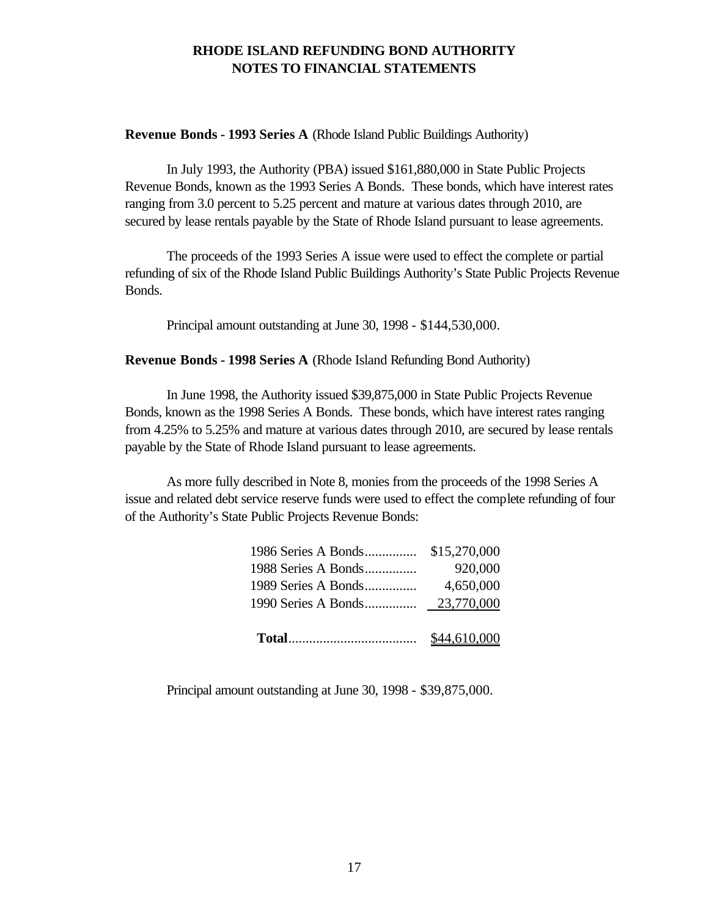# RHODE ISLAND REFUNDING BOND AUTHORITY
# NOTES TO FINANCIAL STATEMENTS

**Revenue Bonds - 1993 Series A** (Rhode Island Public Buildings Authority)

In July 1993, the Authority (PBA) issued $161,880,000 in State Public Projects Revenue Bonds, known as the 1993 Series A Bonds. These bonds, which have interest rates ranging from 3.0 percent to 5.25 percent and mature at various dates through 2010, are secured by lease rentals payable by the State of Rhode Island pursuant to lease agreements.

The proceeds of the 1993 Series A issue were used to effect the complete or partial refunding of six of the Rhode Island Public Buildings Authority's State Public Projects Revenue Bonds.

Principal amount outstanding at June 30, 1998 - $144,530,000.

**Revenue Bonds - 1998 Series A** (Rhode Island Refunding Bond Authority)

In June 1998, the Authority issued $39,875,000 in State Public Projects Revenue Bonds, known as the 1998 Series A Bonds. These bonds, which have interest rates ranging from 4.25% to 5.25% and mature at various dates through 2010, are secured by lease rentals payable by the State of Rhode Island pursuant to lease agreements.

As more fully described in Note 8, monies from the proceeds of the 1998 Series A issue and related debt service reserve funds were used to effect the complete refunding of four of the Authority's State Public Projects Revenue Bonds:

| | |
|---|---:|
| 1986 Series A Bonds | $15,270,000 |
| 1988 Series A Bonds | 920,000 |
| 1989 Series A Bonds | 4,650,000 |
| 1990 Series A Bonds | 23,770,000 |
| **Total** | $44,610,000 |

Principal amount outstanding at June 30, 1998 - $39,875,000.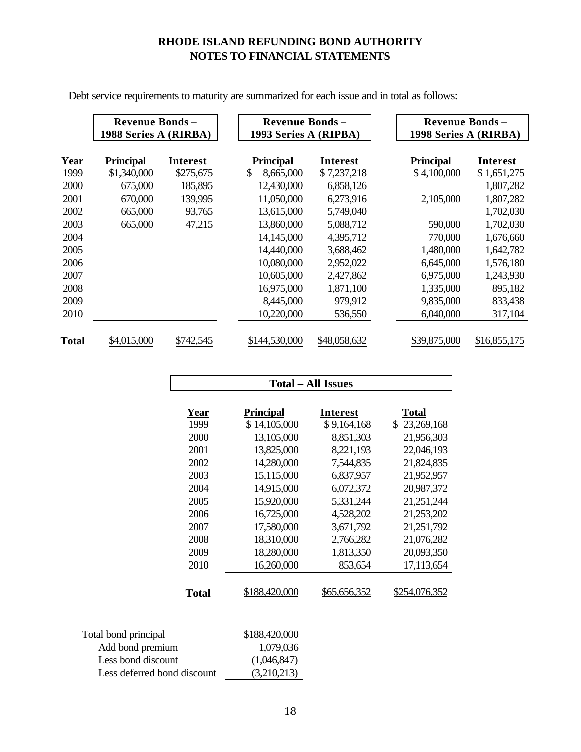# RHODE ISLAND REFUNDING BOND AUTHORITY
# NOTES TO FINANCIAL STATEMENTS

Debt service requirements to maturity are summarized for each issue and in total as follows:

| | Revenue Bonds – 1988 Series A (RIRBA) | | Revenue Bonds – 1993 Series A (RIPBA) | | Revenue Bonds – 1998 Series A (RIRBA) | |
|---|---|---|---|---|---|---|
| **Year** | **Principal** | **Interest** | **Principal** | **Interest** | **Principal** | **Interest** |
| 1999 | $1,340,000 | $275,675 | $ 8,665,000 | $ 7,237,218 | $ 4,100,000 | $ 1,651,275 |
| 2000 | 675,000 | 185,895 | 12,430,000 | 6,858,126 | | 1,807,282 |
| 2001 | 670,000 | 139,995 | 11,050,000 | 6,273,916 | 2,105,000 | 1,807,282 |
| 2002 | 665,000 | 93,765 | 13,615,000 | 5,749,040 | | 1,702,030 |
| 2003 | 665,000 | 47,215 | 13,860,000 | 5,088,712 | 590,000 | 1,702,030 |
| 2004 | | | 14,145,000 | 4,395,712 | 770,000 | 1,676,660 |
| 2005 | | | 14,440,000 | 3,688,462 | 1,480,000 | 1,642,782 |
| 2006 | | | 10,080,000 | 2,952,022 | 6,645,000 | 1,576,180 |
| 2007 | | | 10,605,000 | 2,427,862 | 6,975,000 | 1,243,930 |
| 2008 | | | 16,975,000 | 1,871,100 | 1,335,000 | 895,182 |
| 2009 | | | 8,445,000 | 979,912 | 9,835,000 | 833,438 |
| 2010 | | | 10,220,000 | 536,550 | 6,040,000 | 317,104 |
| **Total** | $4,015,000 | $742,545 | $144,530,000 | $48,058,632 | $39,875,000 | $16,855,175 |

| Total – All Issues | | | |
|---|---|---|---|
| **Year** | **Principal** | **Interest** | **Total** |
| 1999 | $ 14,105,000 | $ 9,164,168 | $ 23,269,168 |
| 2000 | 13,105,000 | 8,851,303 | 21,956,303 |
| 2001 | 13,825,000 | 8,221,193 | 22,046,193 |
| 2002 | 14,280,000 | 7,544,835 | 21,824,835 |
| 2003 | 15,115,000 | 6,837,957 | 21,952,957 |
| 2004 | 14,915,000 | 6,072,372 | 20,987,372 |
| 2005 | 15,920,000 | 5,331,244 | 21,251,244 |
| 2006 | 16,725,000 | 4,528,202 | 21,253,202 |
| 2007 | 17,580,000 | 3,671,792 | 21,251,792 |
| 2008 | 18,310,000 | 2,766,282 | 21,076,282 |
| 2009 | 18,280,000 | 1,813,350 | 20,093,350 |
| 2010 | 16,260,000 | 853,654 | 17,113,654 |
| **Total** | $188,420,000 | $65,656,352 | $254,076,352 |

| | |
|---|---|
| Total bond principal | $188,420,000 |
| Add bond premium | 1,079,036 |
| Less bond discount | (1,046,847) |
| Less deferred bond discount | (3,210,213) |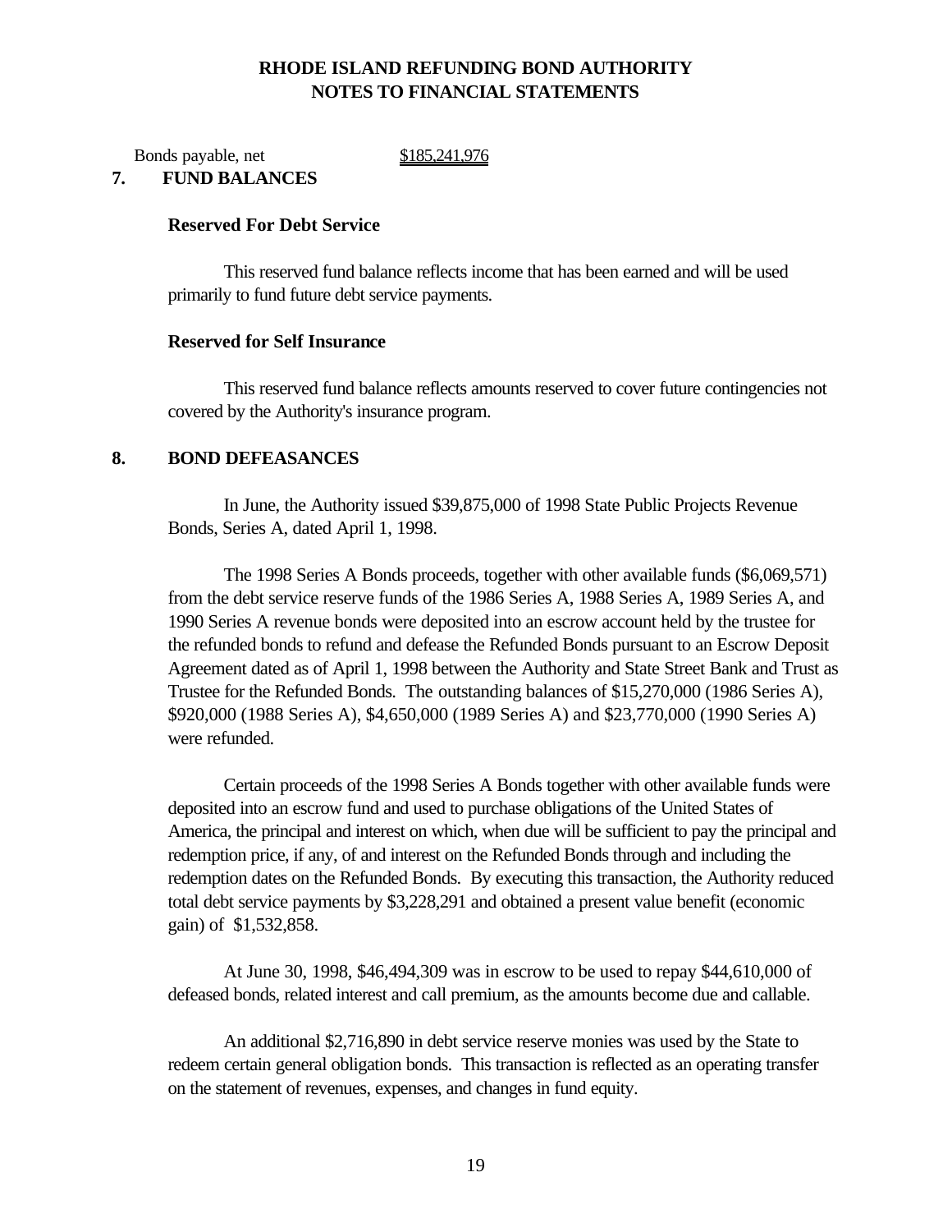| Bonds payable, net | $185,241,976 |
| --- | --- |

## 7. FUND BALANCES

### Reserved For Debt Service

This reserved fund balance reflects income that has been earned and will be used primarily to fund future debt service payments.

### Reserved for Self Insurance

This reserved fund balance reflects amounts reserved to cover future contingencies not covered by the Authority's insurance program.

## 8. BOND DEFEASANCES

In June, the Authority issued $39,875,000 of 1998 State Public Projects Revenue Bonds, Series A, dated April 1, 1998.

The 1998 Series A Bonds proceeds, together with other available funds ($6,069,571) from the debt service reserve funds of the 1986 Series A, 1988 Series A, 1989 Series A, and 1990 Series A revenue bonds were deposited into an escrow account held by the trustee for the refunded bonds to refund and defease the Refunded Bonds pursuant to an Escrow Deposit Agreement dated as of April 1, 1998 between the Authority and State Street Bank and Trust as Trustee for the Refunded Bonds. The outstanding balances of $15,270,000 (1986 Series A), $920,000 (1988 Series A), $4,650,000 (1989 Series A) and $23,770,000 (1990 Series A) were refunded.

Certain proceeds of the 1998 Series A Bonds together with other available funds were deposited into an escrow fund and used to purchase obligations of the United States of America, the principal and interest on which, when due will be sufficient to pay the principal and redemption price, if any, of and interest on the Refunded Bonds through and including the redemption dates on the Refunded Bonds. By executing this transaction, the Authority reduced total debt service payments by $3,228,291 and obtained a present value benefit (economic gain) of $1,532,858.

At June 30, 1998, $46,494,309 was in escrow to be used to repay $44,610,000 of defeased bonds, related interest and call premium, as the amounts become due and callable.

An additional $2,716,890 in debt service reserve monies was used by the State to redeem certain general obligation bonds. This transaction is reflected as an operating transfer on the statement of revenues, expenses, and changes in fund equity.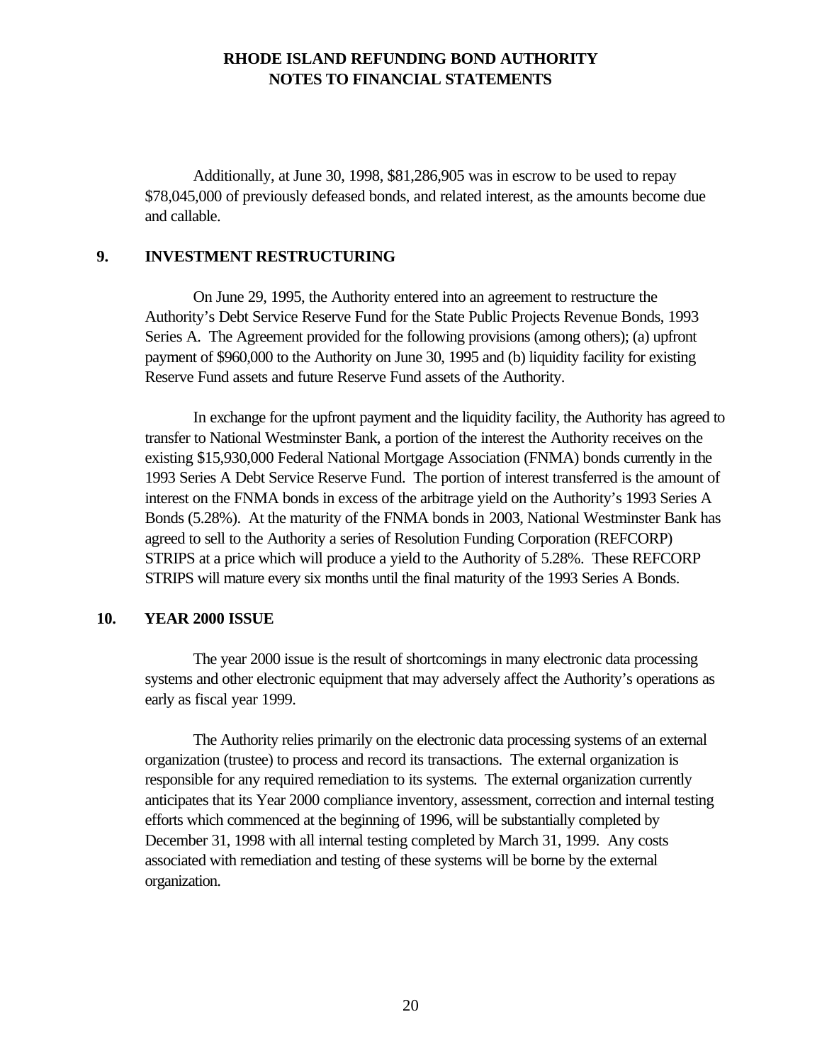Additionally, at June 30, 1998, $81,286,905 was in escrow to be used to repay $78,045,000 of previously defeased bonds, and related interest, as the amounts become due and callable.

## 9. INVESTMENT RESTRUCTURING

On June 29, 1995, the Authority entered into an agreement to restructure the Authority's Debt Service Reserve Fund for the State Public Projects Revenue Bonds, 1993 Series A. The Agreement provided for the following provisions (among others); (a) upfront payment of $960,000 to the Authority on June 30, 1995 and (b) liquidity facility for existing Reserve Fund assets and future Reserve Fund assets of the Authority.

In exchange for the upfront payment and the liquidity facility, the Authority has agreed to transfer to National Westminster Bank, a portion of the interest the Authority receives on the existing $15,930,000 Federal National Mortgage Association (FNMA) bonds currently in the 1993 Series A Debt Service Reserve Fund. The portion of interest transferred is the amount of interest on the FNMA bonds in excess of the arbitrage yield on the Authority's 1993 Series A Bonds (5.28%). At the maturity of the FNMA bonds in 2003, National Westminster Bank has agreed to sell to the Authority a series of Resolution Funding Corporation (REFCORP) STRIPS at a price which will produce a yield to the Authority of 5.28%. These REFCORP STRIPS will mature every six months until the final maturity of the 1993 Series A Bonds.

## 10. YEAR 2000 ISSUE

The year 2000 issue is the result of shortcomings in many electronic data processing systems and other electronic equipment that may adversely affect the Authority's operations as early as fiscal year 1999.

The Authority relies primarily on the electronic data processing systems of an external organization (trustee) to process and record its transactions. The external organization is responsible for any required remediation to its systems. The external organization currently anticipates that its Year 2000 compliance inventory, assessment, correction and internal testing efforts which commenced at the beginning of 1996, will be substantially completed by December 31, 1998 with all internal testing completed by March 31, 1999. Any costs associated with remediation and testing of these systems will be borne by the external organization.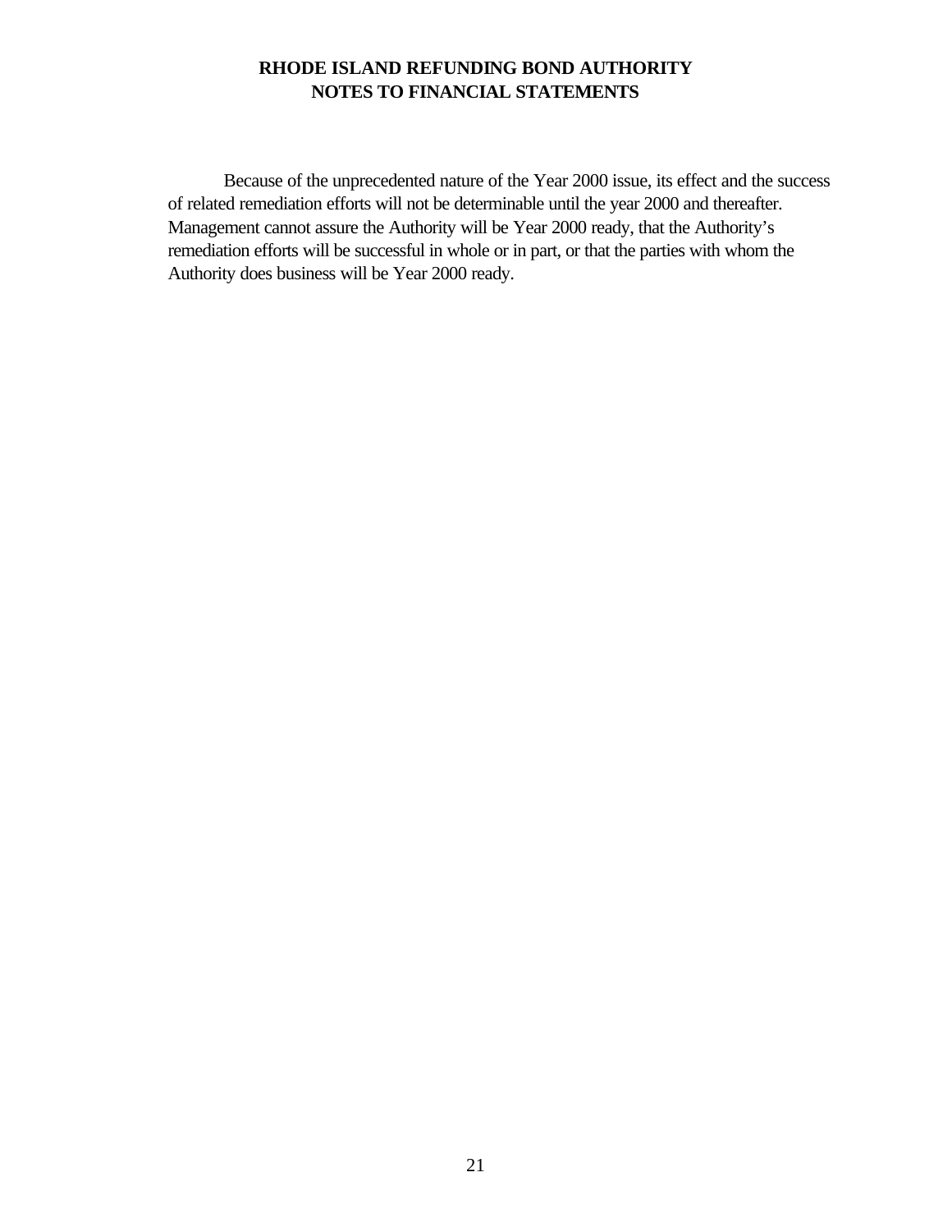Because of the unprecedented nature of the Year 2000 issue, its effect and the success of related remediation efforts will not be determinable until the year 2000 and thereafter. Management cannot assure the Authority will be Year 2000 ready, that the Authority's remediation efforts will be successful in whole or in part, or that the parties with whom the Authority does business will be Year 2000 ready.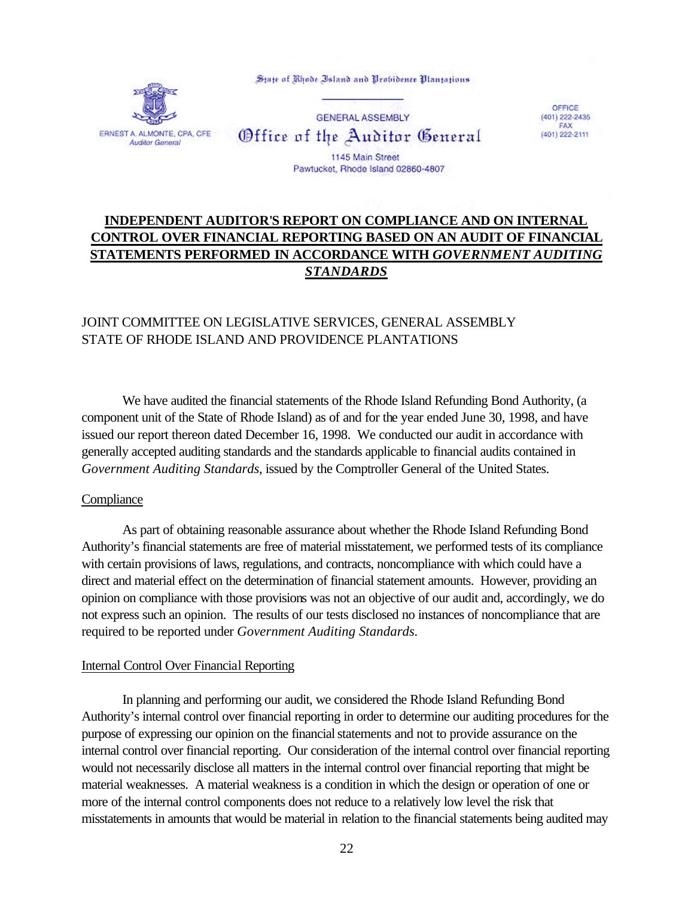State of Rhode Island and Providence Plantations

GENERAL ASSEMBLY

Office of the Auditor General

ERNEST A. ALMONTE, CPA, CFE
*Auditor General*

1145 Main Street
Pawtucket, Rhode Island 02860-4807

OFFICE
(401) 222-2435
FAX
(401) 222-2111

## INDEPENDENT AUDITOR'S REPORT ON COMPLIANCE AND ON INTERNAL CONTROL OVER FINANCIAL REPORTING BASED ON AN AUDIT OF FINANCIAL STATEMENTS PERFORMED IN ACCORDANCE WITH *GOVERNMENT AUDITING STANDARDS*

JOINT COMMITTEE ON LEGISLATIVE SERVICES, GENERAL ASSEMBLY
STATE OF RHODE ISLAND AND PROVIDENCE PLANTATIONS

We have audited the financial statements of the Rhode Island Refunding Bond Authority, (a component unit of the State of Rhode Island) as of and for the year ended June 30, 1998, and have issued our report thereon dated December 16, 1998. We conducted our audit in accordance with generally accepted auditing standards and the standards applicable to financial audits contained in *Government Auditing Standards*, issued by the Comptroller General of the United States.

### Compliance

As part of obtaining reasonable assurance about whether the Rhode Island Refunding Bond Authority's financial statements are free of material misstatement, we performed tests of its compliance with certain provisions of laws, regulations, and contracts, noncompliance with which could have a direct and material effect on the determination of financial statement amounts. However, providing an opinion on compliance with those provisions was not an objective of our audit and, accordingly, we do not express such an opinion. The results of our tests disclosed no instances of noncompliance that are required to be reported under *Government Auditing Standards*.

### Internal Control Over Financial Reporting

In planning and performing our audit, we considered the Rhode Island Refunding Bond Authority's internal control over financial reporting in order to determine our auditing procedures for the purpose of expressing our opinion on the financial statements and not to provide assurance on the internal control over financial reporting. Our consideration of the internal control over financial reporting would not necessarily disclose all matters in the internal control over financial reporting that might be material weaknesses. A material weakness is a condition in which the design or operation of one or more of the internal control components does not reduce to a relatively low level the risk that misstatements in amounts that would be material in relation to the financial statements being audited may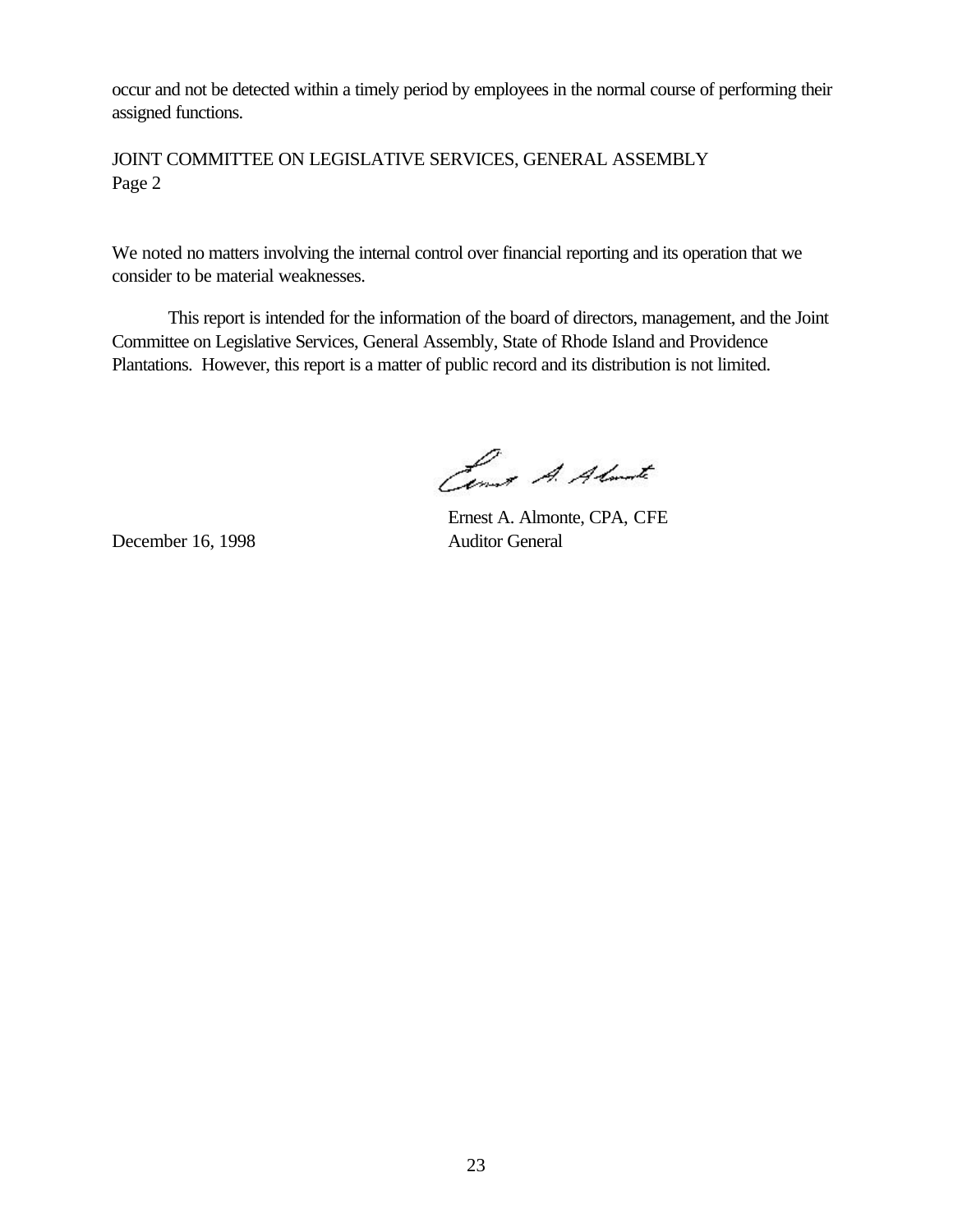occur and not be detected within a timely period by employees in the normal course of performing their assigned functions.

JOINT COMMITTEE ON LEGISLATIVE SERVICES, GENERAL ASSEMBLY
Page 2

We noted no matters involving the internal control over financial reporting and its operation that we consider to be material weaknesses.

This report is intended for the information of the board of directors, management, and the Joint Committee on Legislative Services, General Assembly, State of Rhode Island and Providence Plantations. However, this report is a matter of public record and its distribution is not limited.

Ernest A. Almonte, CPA, CFE
Auditor General

December 16, 1998